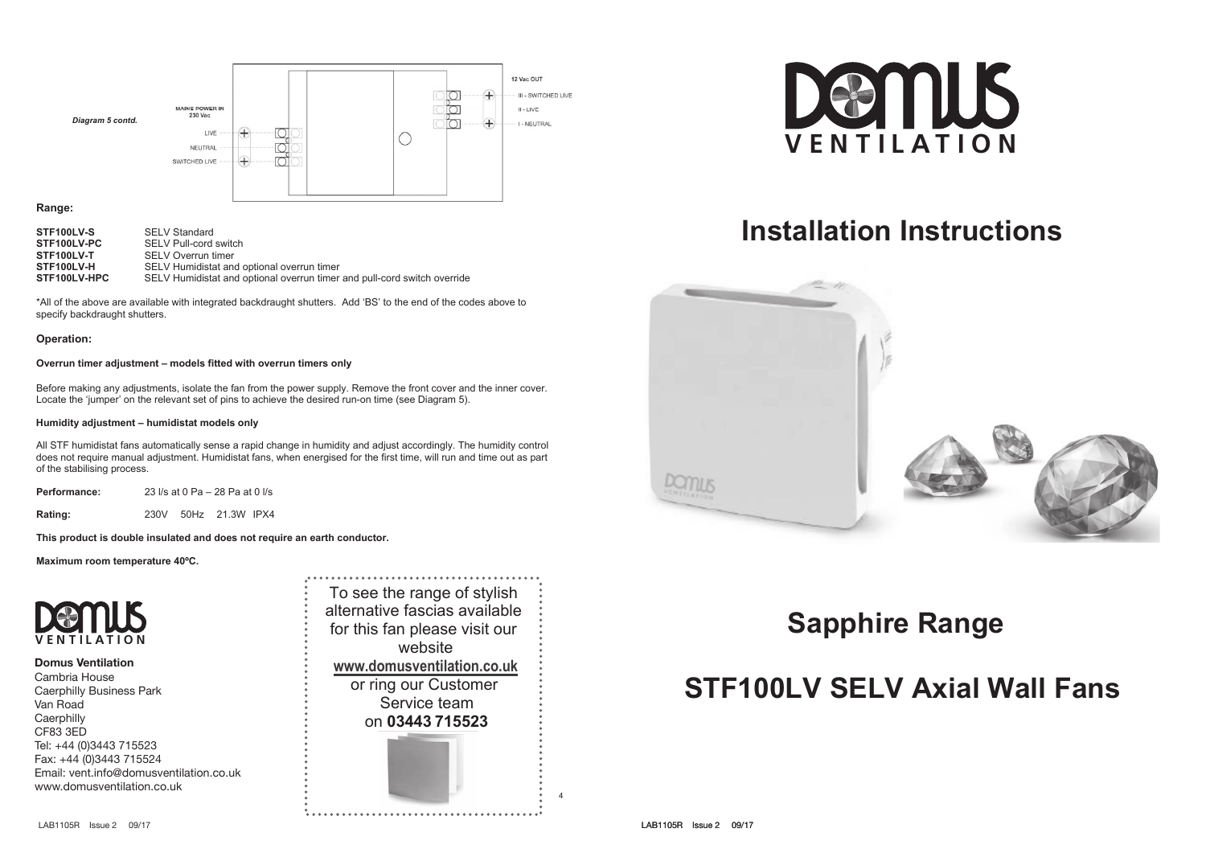*Diagram 5 contd.*

MAINS POWER IN
230 Vac

LIVE
NEUTRAL
SWITCHED LIVE

12 Vac OUT

III - SWITCHED LIVE
II - LIVE
I - NEUTRAL

**Range:**

| | |
|---|---|
| **STF100LV-S** | SELV Standard |
| **STF100LV-PC** | SELV Pull-cord switch |
| **STF100LV-T** | SELV Overrun timer |
| **STF100LV-H** | SELV Humidistat and optional overrun timer |
| **STF100LV-HPC** | SELV Humidistat and optional overrun timer and pull-cord switch override |

*All of the above are available with integrated backdraught shutters. Add 'BS' to the end of the codes above to specify backdraught shutters.

**Operation:**

**Overrun timer adjustment – models fitted with overrun timers only**

Before making any adjustments, isolate the fan from the power supply. Remove the front cover and the inner cover. Locate the 'jumper' on the relevant set of pins to achieve the desired run-on time (see Diagram 5).

**Humidity adjustment – humidistat models only**

All STF humidistat fans automatically sense a rapid change in humidity and adjust accordingly. The humidity control does not require manual adjustment. Humidistat fans, when energised for the first time, will run and time out as part of the stabilising process.

**Performance:** 23 l/s at 0 Pa – 28 Pa at 0 l/s

**Rating:** 230V 50Hz 21.3W IPX4

**This product is double insulated and does not require an earth conductor.**

**Maximum room temperature 40ºC.**

DOMUS VENTILATION

**Domus Ventilation**
Cambria House
Caerphilly Business Park
Van Road
Caerphilly
CF83 3ED
Tel: +44 (0)3443 715523
Fax: +44 (0)3443 715524
Email: vent.info@domusventilation.co.uk
www.domusventilation.co.uk

To see the range of stylish alternative fascias available for this fan please visit our website
**www.domusventilation.co.uk**
or ring our Customer Service team on **03443 715523**

LAB1105R Issue 2 09/17

DOMUS VENTILATION

# Installation Instructions

# Sapphire Range

# STF100LV SELV Axial Wall Fans

LAB1105R Issue 2 09/17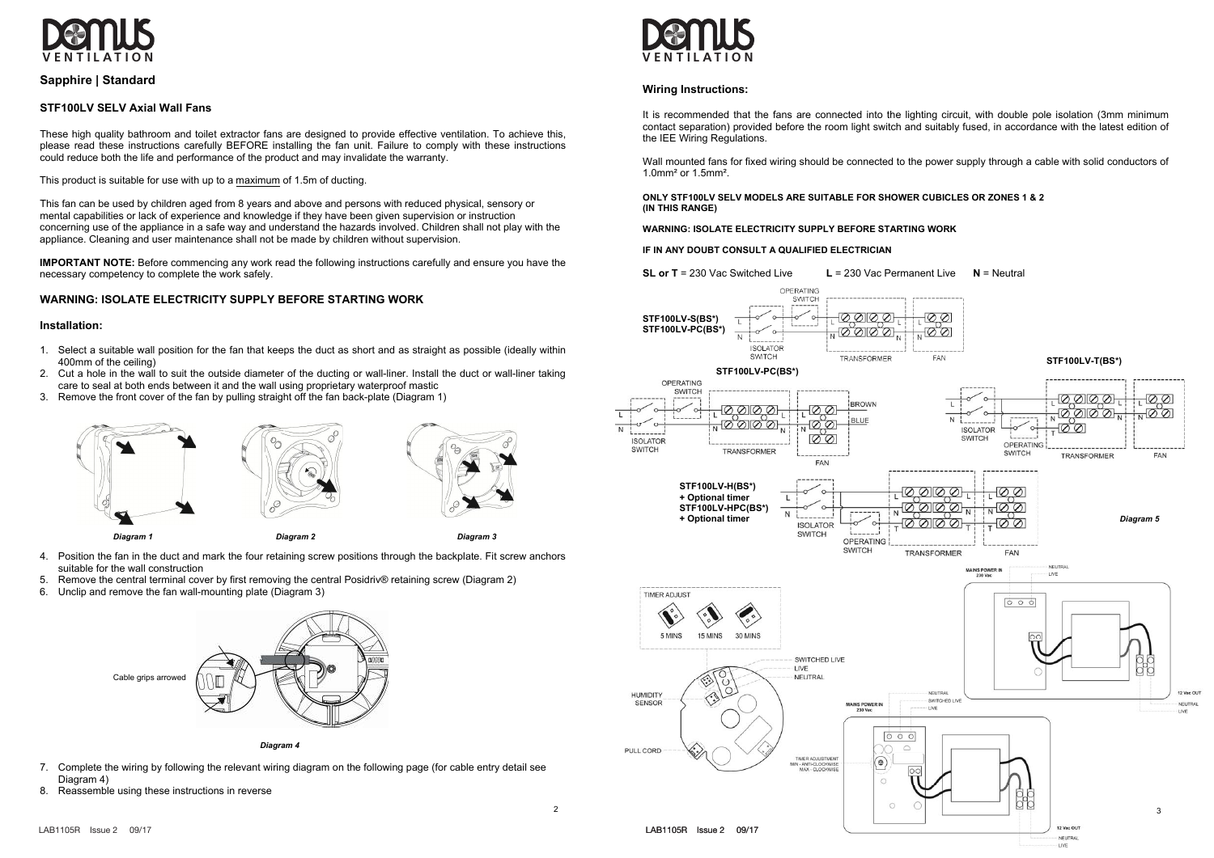# Sapphire | Standard

## STF100LV SELV Axial Wall Fans

These high quality bathroom and toilet extractor fans are designed to provide effective ventilation. To achieve this, please read these instructions carefully BEFORE installing the fan unit. Failure to comply with these instructions could reduce both the life and performance of the product and may invalidate the warranty.

This product is suitable for use with up to a maximum of 1.5m of ducting.

This fan can be used by children aged from 8 years and above and persons with reduced physical, sensory or mental capabilities or lack of experience and knowledge if they have been given supervision or instruction concerning use of the appliance in a safe way and understand the hazards involved. Children shall not play with the appliance. Cleaning and user maintenance shall not be made by children without supervision.

**IMPORTANT NOTE:** Before commencing any work read the following instructions carefully and ensure you have the necessary competency to complete the work safely.

### WARNING: ISOLATE ELECTRICITY SUPPLY BEFORE STARTING WORK

### Installation:

1. Select a suitable wall position for the fan that keeps the duct as short and as straight as possible (ideally within 400mm of the ceiling)
2. Cut a hole in the wall to suit the outside diameter of the ducting or wall-liner. Install the duct or wall-liner taking care to seal at both ends between it and the wall using proprietary waterproof mastic
3. Remove the front cover of the fan by pulling straight off the fan back-plate (Diagram 1)

*Diagram 1* *Diagram 2* *Diagram 3*

4. Position the fan in the duct and mark the four retaining screw positions through the backplate. Fit screw anchors suitable for the wall construction
5. Remove the central terminal cover by first removing the central Posidriv® retaining screw (Diagram 2)
6. Unclip and remove the fan wall-mounting plate (Diagram 3)

Cable grips arrowed

*Diagram 4*

7. Complete the wiring by following the relevant wiring diagram on the following page (for cable entry detail see Diagram 4)
8. Reassemble using these instructions in reverse

### Wiring Instructions:

It is recommended that the fans are connected into the lighting circuit, with double pole isolation (3mm minimum contact separation) provided before the room light switch and suitably fused, in accordance with the latest edition of the IEE Wiring Regulations.

Wall mounted fans for fixed wiring should be connected to the power supply through a cable with solid conductors of 1.0mm² or 1.5mm².

**ONLY STF100LV SELV MODELS ARE SUITABLE FOR SHOWER CUBICLES OR ZONES 1 & 2 (IN THIS RANGE)**

**WARNING: ISOLATE ELECTRICITY SUPPLY BEFORE STARTING WORK**

**IF IN ANY DOUBT CONSULT A QUALIFIED ELECTRICIAN**

**SL or T** = 230 Vac Switched Live **L** = 230 Vac Permanent Live **N** = Neutral

**STF100LV-S(BS\*)**
**STF100LV-PC(BS\*)**

OPERATING SWITCH
ISOLATOR SWITCH
TRANSFORMER
FAN

**STF100LV-PC(BS\*)**

OPERATING SWITCH
ISOLATOR SWITCH
TRANSFORMER
FAN
BROWN
BLUE

**STF100LV-T(BS\*)**

ISOLATOR SWITCH
OPERATING SWITCH
TRANSFORMER
FAN

**STF100LV-H(BS\*)**
**+ Optional timer**
**STF100LV-HPC(BS\*)**
**+ Optional timer**

ISOLATOR SWITCH
OPERATING SWITCH
TRANSFORMER
FAN

*Diagram 5*

TIMER ADJUST
5 MINS 15 MINS 30 MINS
SWITCHED LIVE
LIVE
NEUTRAL
HUMIDITY SENSOR
PULL CORD

MAINS POWER IN 230 Vac
NEUTRAL
LIVE
12 Vac OUT
NEUTRAL
LIVE

MAINS POWER IN 230 Vac
NEUTRAL
SWITCHED LIVE
LIVE
TIMER ADJUSTMENT
MIN - ANTI-CLOCKWISE
MAX - CLOCKWISE
12 Vac OUT
NEUTRAL
LIVE